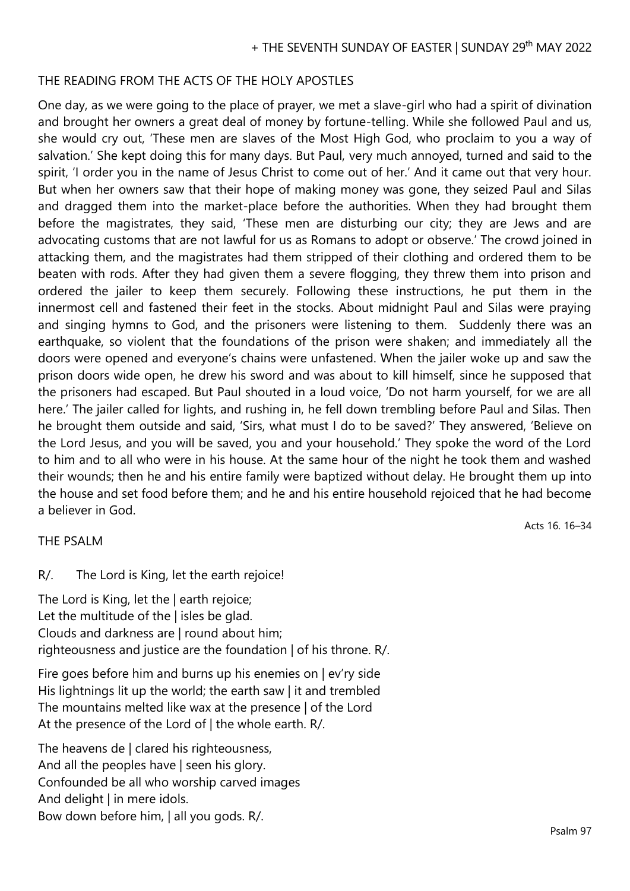+ THE SEVENTH SUNDAY OF EASTER | SUNDAY 29th MAY 2022

## THE READING FROM THE ACTS OF THE HOLY APOSTLES

One day, as we were going to the place of prayer, we met a slave-girl who had a spirit of divination and brought her owners a great deal of money by fortune-telling. While she followed Paul and us, she would cry out, 'These men are slaves of the Most High God, who proclaim to you a way of salvation.' She kept doing this for many days. But Paul, very much annoyed, turned and said to the spirit, 'I order you in the name of Jesus Christ to come out of her.' And it came out that very hour. But when her owners saw that their hope of making money was gone, they seized Paul and Silas and dragged them into the market-place before the authorities. When they had brought them before the magistrates, they said, 'These men are disturbing our city; they are Jews and are advocating customs that are not lawful for us as Romans to adopt or observe.' The crowd joined in attacking them, and the magistrates had them stripped of their clothing and ordered them to be beaten with rods. After they had given them a severe flogging, they threw them into prison and ordered the jailer to keep them securely. Following these instructions, he put them in the innermost cell and fastened their feet in the stocks. About midnight Paul and Silas were praying and singing hymns to God, and the prisoners were listening to them. Suddenly there was an earthquake, so violent that the foundations of the prison were shaken; and immediately all the doors were opened and everyone's chains were unfastened. When the jailer woke up and saw the prison doors wide open, he drew his sword and was about to kill himself, since he supposed that the prisoners had escaped. But Paul shouted in a loud voice, 'Do not harm yourself, for we are all here.' The jailer called for lights, and rushing in, he fell down trembling before Paul and Silas. Then he brought them outside and said, 'Sirs, what must I do to be saved?' They answered, 'Believe on the Lord Jesus, and you will be saved, you and your household.' They spoke the word of the Lord to him and to all who were in his house. At the same hour of the night he took them and washed their wounds; then he and his entire family were baptized without delay. He brought them up into the house and set food before them; and he and his entire household rejoiced that he had become a believer in God.

Acts 16. 16–34

## THE PSALM

R/. The Lord is King, let the earth rejoice!

The Lord is King, let the | earth rejoice;  
Let the multitude of the | isles be glad.  
Clouds and darkness are | round about him;  
righteousness and justice are the foundation | of his throne. R/.

Fire goes before him and burns up his enemies on | ev'ry side  
His lightnings lit up the world; the earth saw | it and trembled  
The mountains melted like wax at the presence | of the Lord  
At the presence of the Lord of | the whole earth. R/.

The heavens de | clared his righteousness,  
And all the peoples have | seen his glory.  
Confounded be all who worship carved images  
And delight | in mere idols.  
Bow down before him, | all you gods. R/.

Psalm 97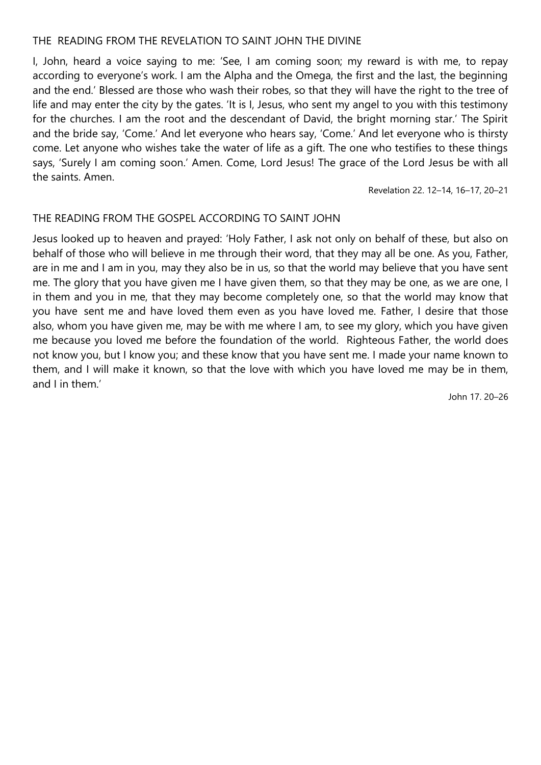## THE READING FROM THE REVELATION TO SAINT JOHN THE DIVINE

I, John, heard a voice saying to me: 'See, I am coming soon; my reward is with me, to repay according to everyone's work. I am the Alpha and the Omega, the first and the last, the beginning and the end.' Blessed are those who wash their robes, so that they will have the right to the tree of life and may enter the city by the gates. 'It is I, Jesus, who sent my angel to you with this testimony for the churches. I am the root and the descendant of David, the bright morning star.' The Spirit and the bride say, 'Come.' And let everyone who hears say, 'Come.' And let everyone who is thirsty come. Let anyone who wishes take the water of life as a gift. The one who testifies to these things says, 'Surely I am coming soon.' Amen. Come, Lord Jesus! The grace of the Lord Jesus be with all the saints. Amen.

Revelation 22. 12–14, 16–17, 20–21

## THE READING FROM THE GOSPEL ACCORDING TO SAINT JOHN

Jesus looked up to heaven and prayed: 'Holy Father, I ask not only on behalf of these, but also on behalf of those who will believe in me through their word, that they may all be one. As you, Father, are in me and I am in you, may they also be in us, so that the world may believe that you have sent me. The glory that you have given me I have given them, so that they may be one, as we are one, I in them and you in me, that they may become completely one, so that the world may know that you have sent me and have loved them even as you have loved me. Father, I desire that those also, whom you have given me, may be with me where I am, to see my glory, which you have given me because you loved me before the foundation of the world. Righteous Father, the world does not know you, but I know you; and these know that you have sent me. I made your name known to them, and I will make it known, so that the love with which you have loved me may be in them, and I in them.'

John 17. 20–26